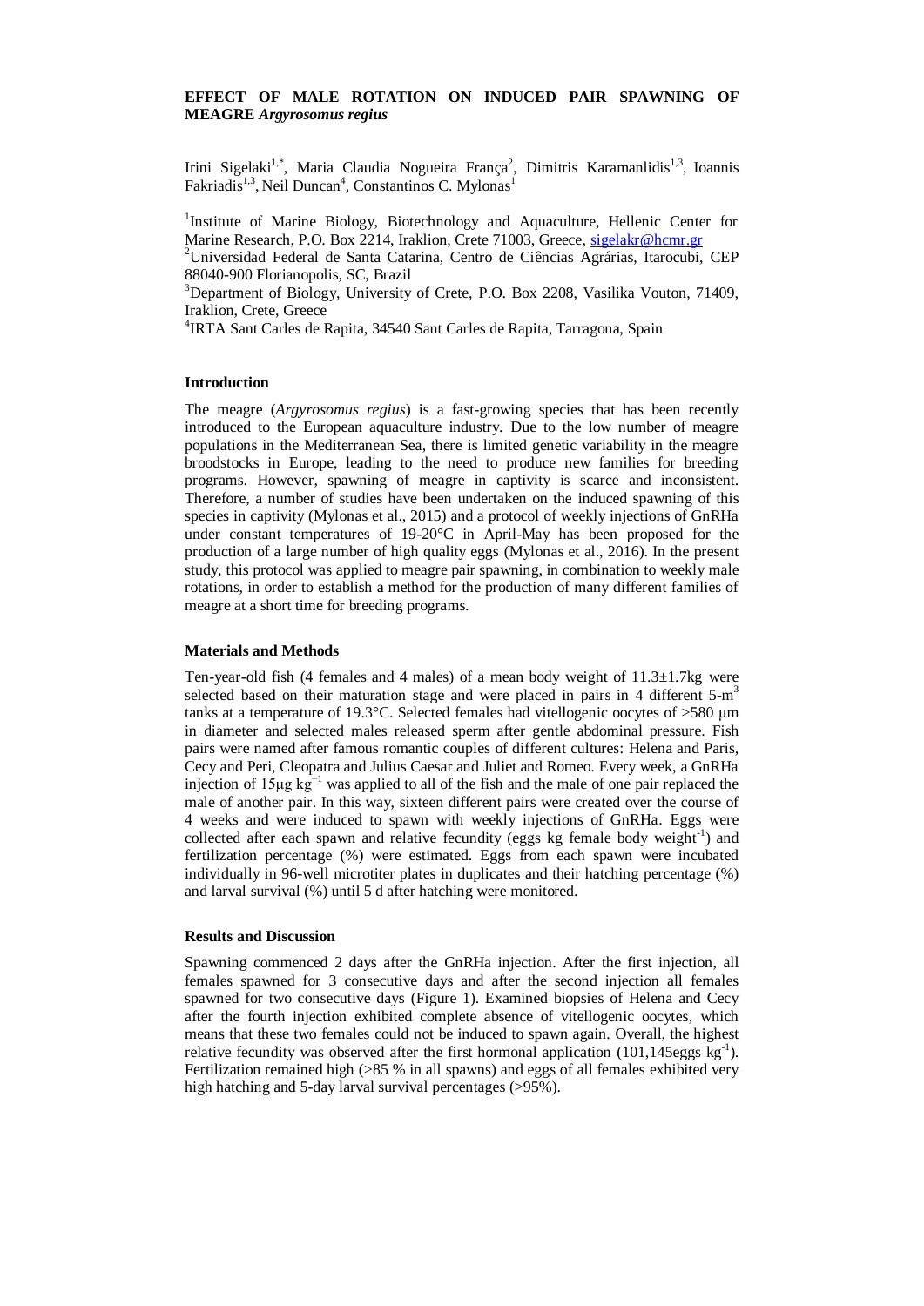# EFFECT OF MALE ROTATION ON INDUCED PAIR SPAWNING OF MEAGRE *Argyrosomus regius*

Irini Sigelaki[1,*], Maria Claudia Nogueira França[2], Dimitris Karamanlidis[1,3], Ioannis Fakriadis[1,3], Neil Duncan[4], Constantinos C. Mylonas[1]

[1]Institute of Marine Biology, Biotechnology and Aquaculture, Hellenic Center for Marine Research, P.O. Box 2214, Iraklion, Crete 71003, Greece, sigelakr@hcmr.gr

[2]Universidad Federal de Santa Catarina, Centro de Ciências Agrárias, Itarocubi, CEP 88040-900 Florianopolis, SC, Brazil

[3]Department of Biology, University of Crete, P.O. Box 2208, Vasilika Vouton, 71409, Iraklion, Crete, Greece

[4]IRTA Sant Carles de Rapita, 34540 Sant Carles de Rapita, Tarragona, Spain

## Introduction

The meagre (*Argyrosomus regius*) is a fast-growing species that has been recently introduced to the European aquaculture industry. Due to the low number of meagre populations in the Mediterranean Sea, there is limited genetic variability in the meagre broodstocks in Europe, leading to the need to produce new families for breeding programs. However, spawning of meagre in captivity is scarce and inconsistent. Therefore, a number of studies have been undertaken on the induced spawning of this species in captivity (Mylonas et al., 2015) and a protocol of weekly injections of GnRHa under constant temperatures of 19-20°C in April-May has been proposed for the production of a large number of high quality eggs (Mylonas et al., 2016). In the present study, this protocol was applied to meagre pair spawning, in combination to weekly male rotations, in order to establish a method for the production of many different families of meagre at a short time for breeding programs.

## Materials and Methods

Ten-year-old fish (4 females and 4 males) of a mean body weight of 11.3±1.7kg were selected based on their maturation stage and were placed in pairs in 4 different 5-$m^3$ tanks at a temperature of 19.3°C. Selected females had vitellogenic oocytes of >580 μm in diameter and selected males released sperm after gentle abdominal pressure. Fish pairs were named after famous romantic couples of different cultures: Helena and Paris, Cecy and Peri, Cleopatra and Julius Caesar and Juliet and Romeo. Every week, a GnRHa injection of 15μg $kg^{-1}$ was applied to all of the fish and the male of one pair replaced the male of another pair. In this way, sixteen different pairs were created over the course of 4 weeks and were induced to spawn with weekly injections of GnRHa. Eggs were collected after each spawn and relative fecundity (eggs kg female body $weight^{-1}$) and fertilization percentage (%) were estimated. Eggs from each spawn were incubated individually in 96-well microtiter plates in duplicates and their hatching percentage (%) and larval survival (%) until 5 d after hatching were monitored.

## Results and Discussion

Spawning commenced 2 days after the GnRHa injection. After the first injection, all females spawned for 3 consecutive days and after the second injection all females spawned for two consecutive days (Figure 1). Examined biopsies of Helena and Cecy after the fourth injection exhibited complete absence of vitellogenic oocytes, which means that these two females could not be induced to spawn again. Overall, the highest relative fecundity was observed after the first hormonal application (101,145eggs $kg^{-1}$). Fertilization remained high (>85 % in all spawns) and eggs of all females exhibited very high hatching and 5-day larval survival percentages (>95%).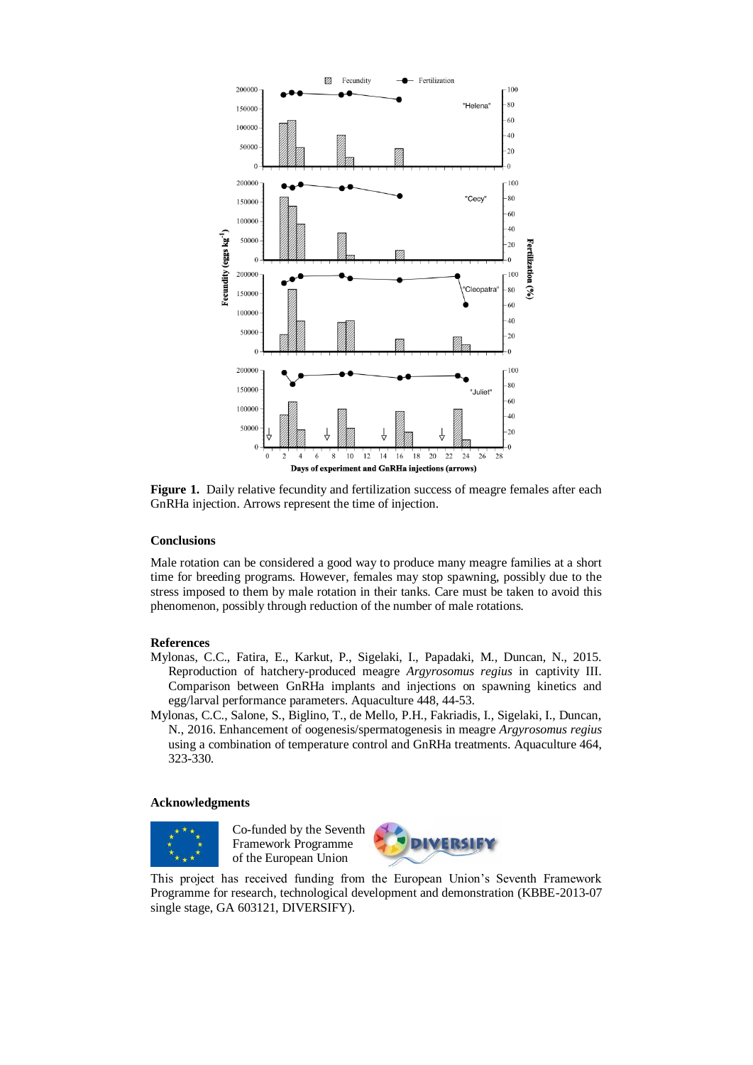Fecundity
Fertilization

"Helena"

"Cecy"

"Cleopatra"

"Juliet"

Fecundity (eggs kg$^{-1}$)

Fertilization (%)

200000
150000
100000
50000
0

100
80
60
40
20
0

0 2 4 6 8 10 12 14 16 18 20 22 24 26 28

Days of experiment and GnRHa injections (arrows)

**Figure 1.** Daily relative fecundity and fertilization success of meagre females after each GnRHa injection. Arrows represent the time of injection.

### Conclusions

Male rotation can be considered a good way to produce many meagre families at a short time for breeding programs. However, females may stop spawning, possibly due to the stress imposed to them by male rotation in their tanks. Care must be taken to avoid this phenomenon, possibly through reduction of the number of male rotations.

### References

Mylonas, C.C., Fatira, E., Karkut, P., Sigelaki, I., Papadaki, M., Duncan, N., 2015. Reproduction of hatchery-produced meagre *Argyrosomus regius* in captivity III. Comparison between GnRHa implants and injections on spawning kinetics and egg/larval performance parameters. Aquaculture 448, 44-53.

Mylonas, C.C., Salone, S., Biglino, T., de Mello, P.H., Fakriadis, I., Sigelaki, I., Duncan, N., 2016. Enhancement of oogenesis/spermatogenesis in meagre *Argyrosomus regius* using a combination of temperature control and GnRHa treatments. Aquaculture 464, 323-330.

### Acknowledgments

Co-funded by the Seventh Framework Programme of the European Union

DIVERSIFY

This project has received funding from the European Union's Seventh Framework Programme for research, technological development and demonstration (KBBE-2013-07 single stage, GA 603121, DIVERSIFY).